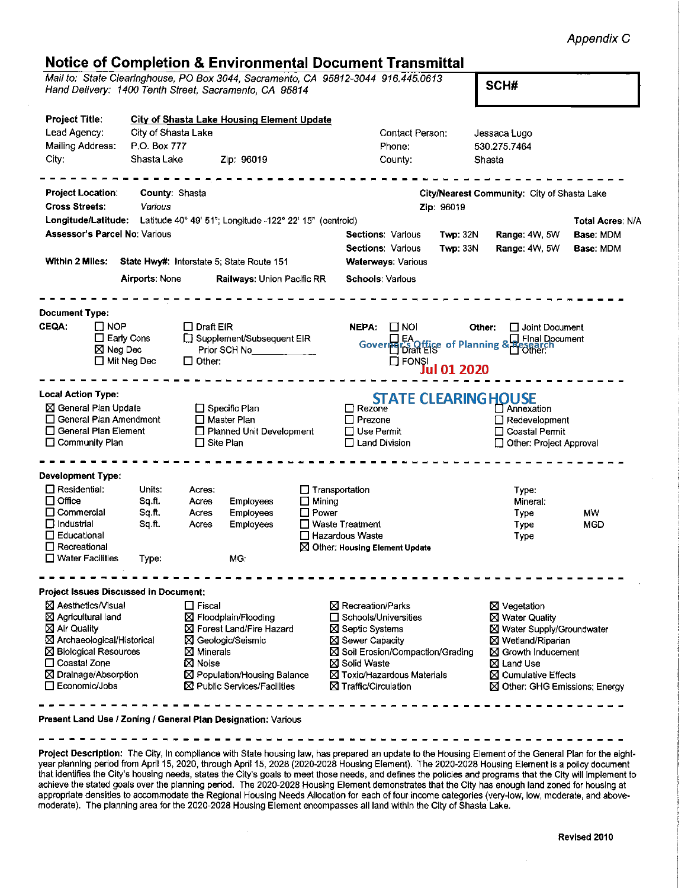*Appendix C*

# Notice of Completion & Environmental Document Transmittal

*Mail to: State Clearinghouse, PO Box 3044, Sacramento, CA 95812-3044 916.445.0613*
*Hand Delivery: 1400 Tenth Street, Sacramento, CA 95814*

**SCH#**

**Project Title:** City of Shasta Lake Housing Element Update

Lead Agency: City of Shasta Lake
Mailing Address: P.O. Box 777
City: Shasta Lake Zip: 96019

Contact Person: Jessaca Lugo
Phone: 530.275.7464
County: Shasta

---

**Project Location:** County: Shasta **City/Nearest Community:** City of Shasta Lake
**Cross Streets:** *Various* **Zip:** 96019
**Longitude/Latitude:** Latitude 40° 49' 51"; Longitude -122° 22' 15" (centroid) **Total Acres:** N/A
**Assessor's Parcel No:** Various **Sections:** Various **Twp:** 32N **Range:** 4W, 5W **Base:** MDM
**Sections:** Various **Twp:** 33N **Range:** 4W, 5W **Base:** MDM
**Within 2 Miles:** **State Hwy#:** Interstate 5; State Route 151 **Waterways:** Various
**Airports:** None **Railways:** Union Pacific RR **Schools:** Various

---

**Document Type:**

**CEQA:**
- ☐ NOP
- ☐ Early Cons
- ☒ Neg Dec
- ☐ Mit Neg Dec
- ☐ Draft EIR
- ☐ Supplement/Subsequent EIR
- Prior SCH No.________
- ☐ Other:

**NEPA:**
- ☐ NOI
- ☐ EA
- ☐ Draft EIS
- ☐ FONSI

**Other:**
- ☐ Joint Document
- ☐ Final Document
- ☐ Other:

Governor's Office of Planning & Research
Jul 01 2020
STATE CLEARINGHOUSE

---

**Local Action Type:**
- ☒ General Plan Update
- ☐ General Plan Amendment
- ☐ General Plan Element
- ☐ Community Plan
- ☐ Specific Plan
- ☐ Master Plan
- ☐ Planned Unit Development
- ☐ Site Plan
- ☐ Rezone
- ☐ Prezone
- ☐ Use Permit
- ☐ Land Division
- ☐ Annexation
- ☐ Redevelopment
- ☐ Coastal Permit
- ☐ Other: Project Approval

---

**Development Type:**
- ☐ Residential: Units: Acres:
- ☐ Office Sq.ft. Acres Employees
- ☐ Commercial Sq.ft. Acres Employees
- ☐ Industrial Sq.ft. Acres Employees
- ☐ Educational
- ☐ Recreational
- ☐ Water Facilities Type: MG:
- ☐ Transportation Type:
- ☐ Mining Mineral:
- ☐ Power Type MW
- ☐ Waste Treatment Type MGD
- ☐ Hazardous Waste Type
- ☒ Other: **Housing Element Update**

---

**Project Issues Discussed in Document:**
- ☒ Aesthetics/Visual
- ☒ Agricultural land
- ☒ Air Quality
- ☒ Archaeological/Historical
- ☒ Biological Resources
- ☐ Coastal Zone
- ☒ Drainage/Absorption
- ☐ Economic/Jobs
- ☐ Fiscal
- ☒ Floodplain/Flooding
- ☒ Forest Land/Fire Hazard
- ☒ Geologic/Seismic
- ☒ Minerals
- ☒ Noise
- ☒ Population/Housing Balance
- ☒ Public Services/Facilities
- ☒ Recreation/Parks
- ☐ Schools/Universities
- ☒ Septic Systems
- ☒ Sewer Capacity
- ☒ Soil Erosion/Compaction/Grading
- ☒ Solid Waste
- ☒ Toxic/Hazardous Materials
- ☒ Traffic/Circulation
- ☒ Vegetation
- ☒ Water Quality
- ☒ Water Supply/Groundwater
- ☒ Wetland/Riparian
- ☒ Growth Inducement
- ☒ Land Use
- ☒ Cumulative Effects
- ☒ Other: GHG Emissions; Energy

---

**Present Land Use / Zoning / General Plan Designation:** Various

---

**Project Description:** The City, in compliance with State housing law, has prepared an update to the Housing Element of the General Plan for the eight-year planning period from April 15, 2020, through April 15, 2028 (2020-2028 Housing Element). The 2020-2028 Housing Element is a policy document that identifies the City's housing needs, states the City's goals to meet those needs, and defines the policies and programs that the City will implement to achieve the stated goals over the planning period. The 2020-2028 Housing Element demonstrates that the City has enough land zoned for housing at appropriate densities to accommodate the Regional Housing Needs Allocation for each of four income categories (very-low, low, moderate, and above-moderate). The planning area for the 2020-2028 Housing Element encompasses all land within the City of Shasta Lake.

Revised 2010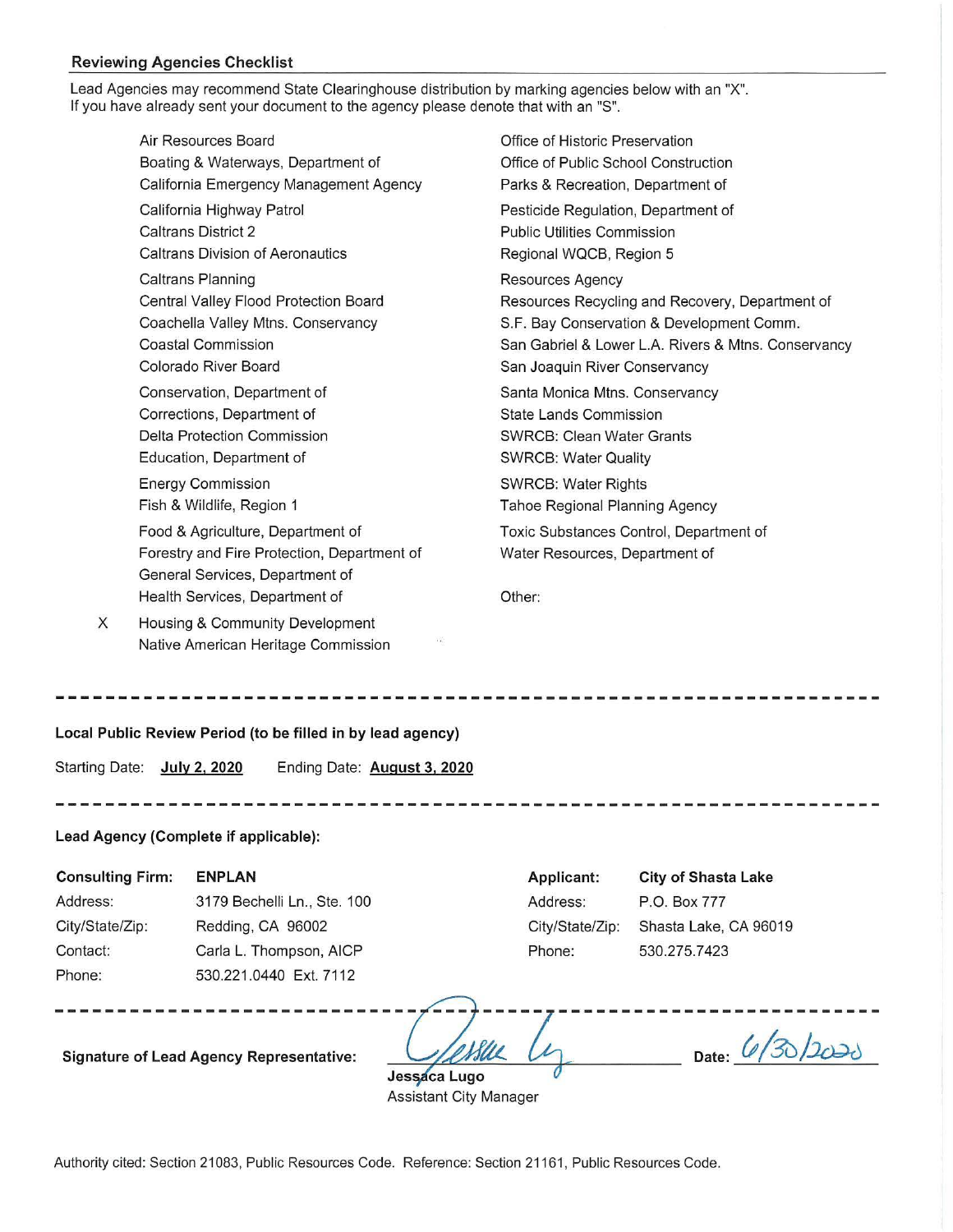## Reviewing Agencies Checklist

Lead Agencies may recommend State Clearinghouse distribution by marking agencies below with an "X".
If you have already sent your document to the agency please denote that with an "S".

| | | | |
|---|---|---|---|
| | Air Resources Board | | Office of Historic Preservation |
| | Boating & Waterways, Department of | | Office of Public School Construction |
| | California Emergency Management Agency | | Parks & Recreation, Department of |
| | California Highway Patrol | | Pesticide Regulation, Department of |
| | Caltrans District 2 | | Public Utilities Commission |
| | Caltrans Division of Aeronautics | | Regional WQCB, Region 5 |
| | Caltrans Planning | | Resources Agency |
| | Central Valley Flood Protection Board | | Resources Recycling and Recovery, Department of |
| | Coachella Valley Mtns. Conservancy | | S.F. Bay Conservation & Development Comm. |
| | Coastal Commission | | San Gabriel & Lower L.A. Rivers & Mtns. Conservancy |
| | Colorado River Board | | San Joaquin River Conservancy |
| | Conservation, Department of | | Santa Monica Mtns. Conservancy |
| | Corrections, Department of | | State Lands Commission |
| | Delta Protection Commission | | SWRCB: Clean Water Grants |
| | Education, Department of | | SWRCB: Water Quality |
| | Energy Commission | | SWRCB: Water Rights |
| | Fish & Wildlife, Region 1 | | Tahoe Regional Planning Agency |
| | Food & Agriculture, Department of | | Toxic Substances Control, Department of |
| | Forestry and Fire Protection, Department of | | Water Resources, Department of |
| | General Services, Department of | | |
| | Health Services, Department of | | Other: |
| X | Housing & Community Development | | |
| | Native American Heritage Commission | | |

---

**Local Public Review Period (to be filled in by lead agency)**

Starting Date: **July 2, 2020** Ending Date: **August 3, 2020**

---

**Lead Agency (Complete if applicable):**

| | | | |
|---|---|---|---|
| **Consulting Firm:** | **ENPLAN** | **Applicant:** | **City of Shasta Lake** |
| Address: | 3179 Bechelli Ln., Ste. 100 | Address: | P.O. Box 777 |
| City/State/Zip: | Redding, CA 96002 | City/State/Zip: | Shasta Lake, CA 96019 |
| Contact: | Carla L. Thompson, AICP | Phone: | 530.275.7423 |
| Phone: | 530.221.0440 Ext. 7112 | | |

---

**Signature of Lead Agency Representative:** [signature] Date: 6/30/2020

**Jessaca Lugo**
Assistant City Manager

Authority cited: Section 21083, Public Resources Code. Reference: Section 21161, Public Resources Code.